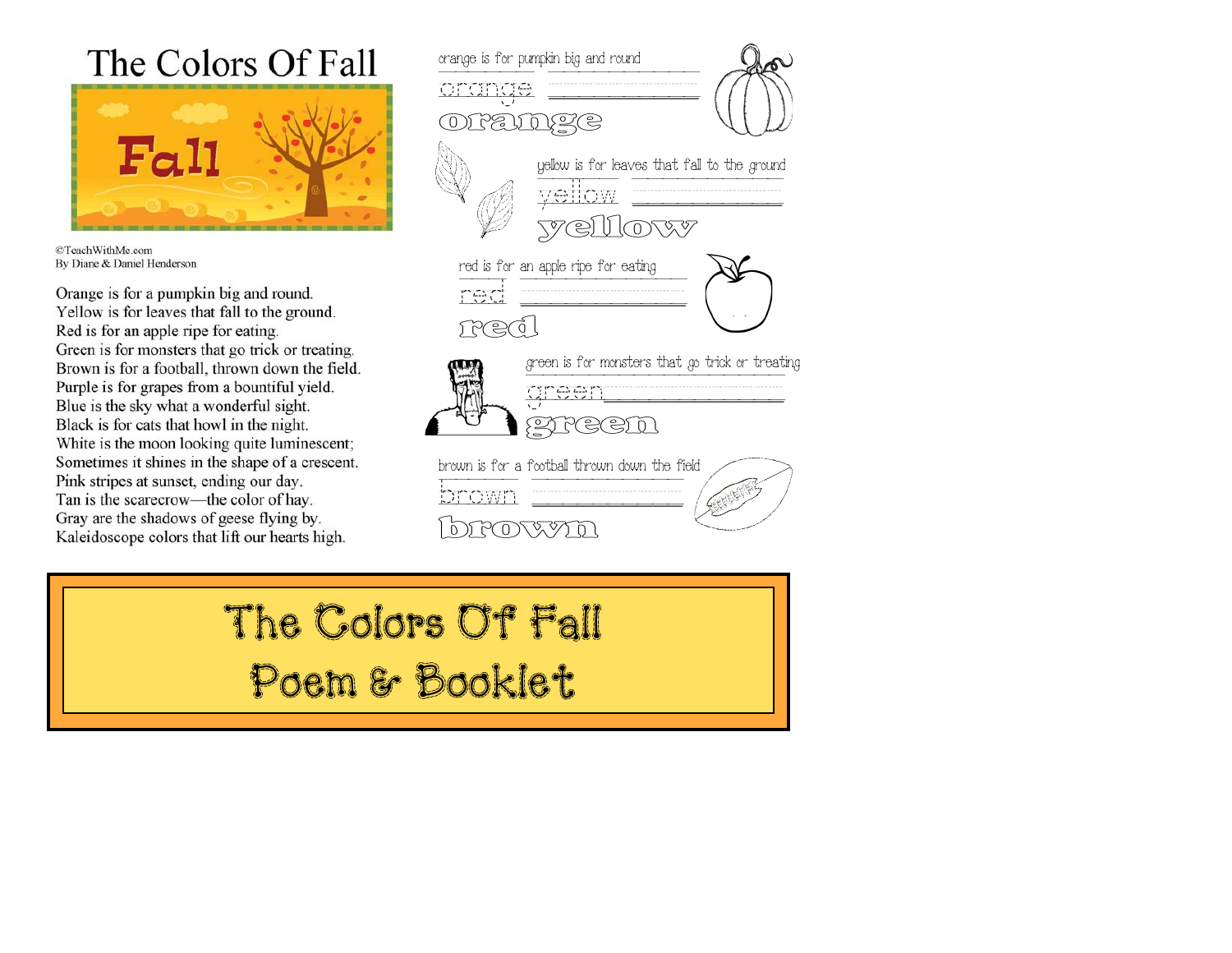# The Colors Of Fall

Fall

©TeachWithMe.com
By Diane & Daniel Henderson

Orange is for a pumpkin big and round.
Yellow is for leaves that fall to the ground.
Red is for an apple ripe for eating.
Green is for monsters that go trick or treating.
Brown is for a football, thrown down the field.
Purple is for grapes from a bountiful yield.
Blue is the sky what a wonderful sight.
Black is for cats that howl in the night.
White is the moon looking quite luminescent;
Sometimes it shines in the shape of a crescent.
Pink stripes at sunset, ending our day.
Tan is the scarecrow—the color of hay.
Gray are the shadows of geese flying by.
Kaleidoscope colors that lift our hearts high.

orange is for pumpkin big and round

orange ____________

orange

yellow is for leaves that fall to the ground

yellow ____________

yellow

red is for an apple ripe for eating

red ____________

red

green is for monsters that go trick or treating

green ____________

green

brown is for a football thrown down the field

brown ____________

brown

## The Colors Of Fall Poem & Booklet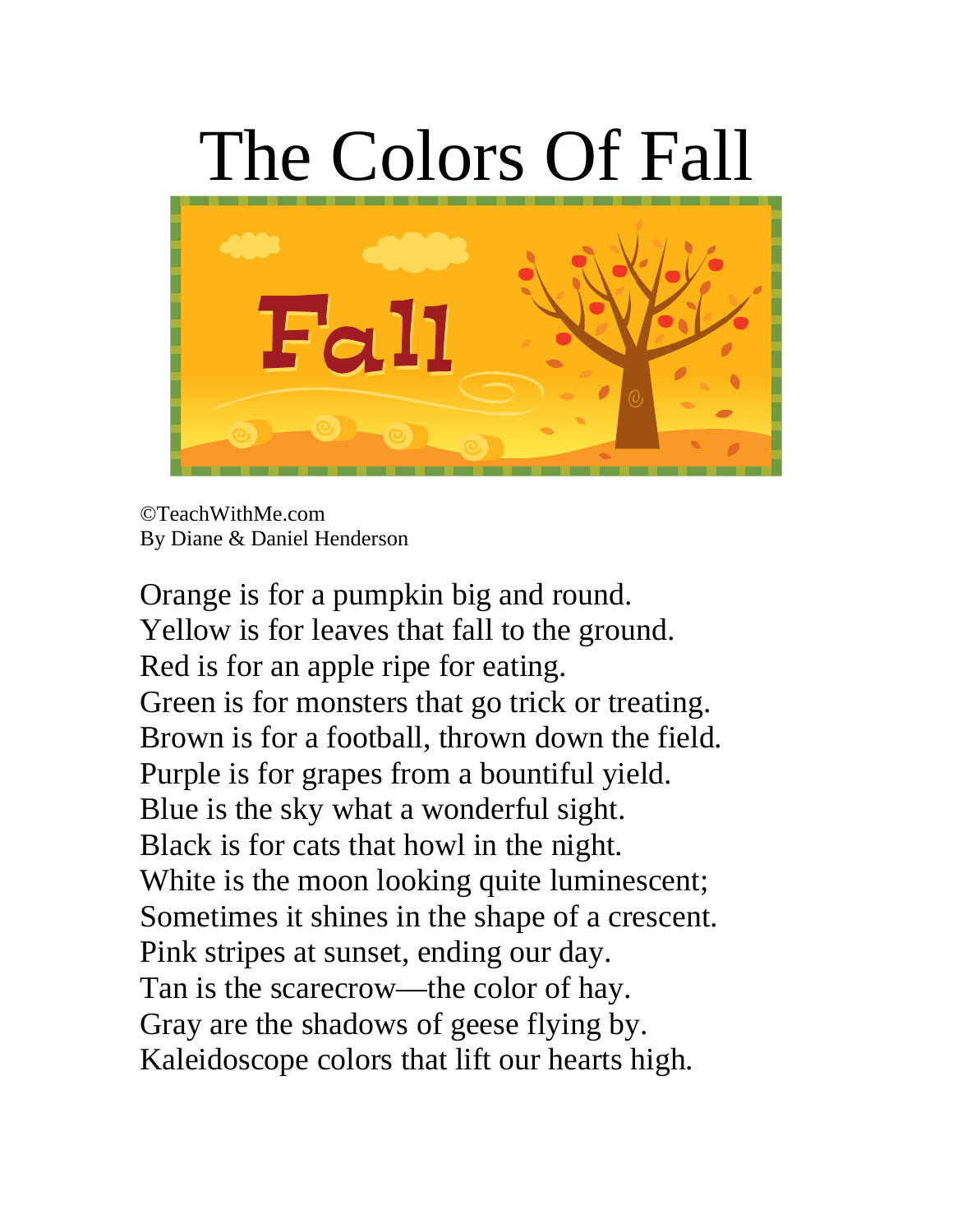# The Colors Of Fall

©TeachWithMe.com
By Diane & Daniel Henderson

Orange is for a pumpkin big and round.
Yellow is for leaves that fall to the ground.
Red is for an apple ripe for eating.
Green is for monsters that go trick or treating.
Brown is for a football, thrown down the field.
Purple is for grapes from a bountiful yield.
Blue is the sky what a wonderful sight.
Black is for cats that howl in the night.
White is the moon looking quite luminescent;
Sometimes it shines in the shape of a crescent.
Pink stripes at sunset, ending our day.
Tan is the scarecrow—the color of hay.
Gray are the shadows of geese flying by.
Kaleidoscope colors that lift our hearts high.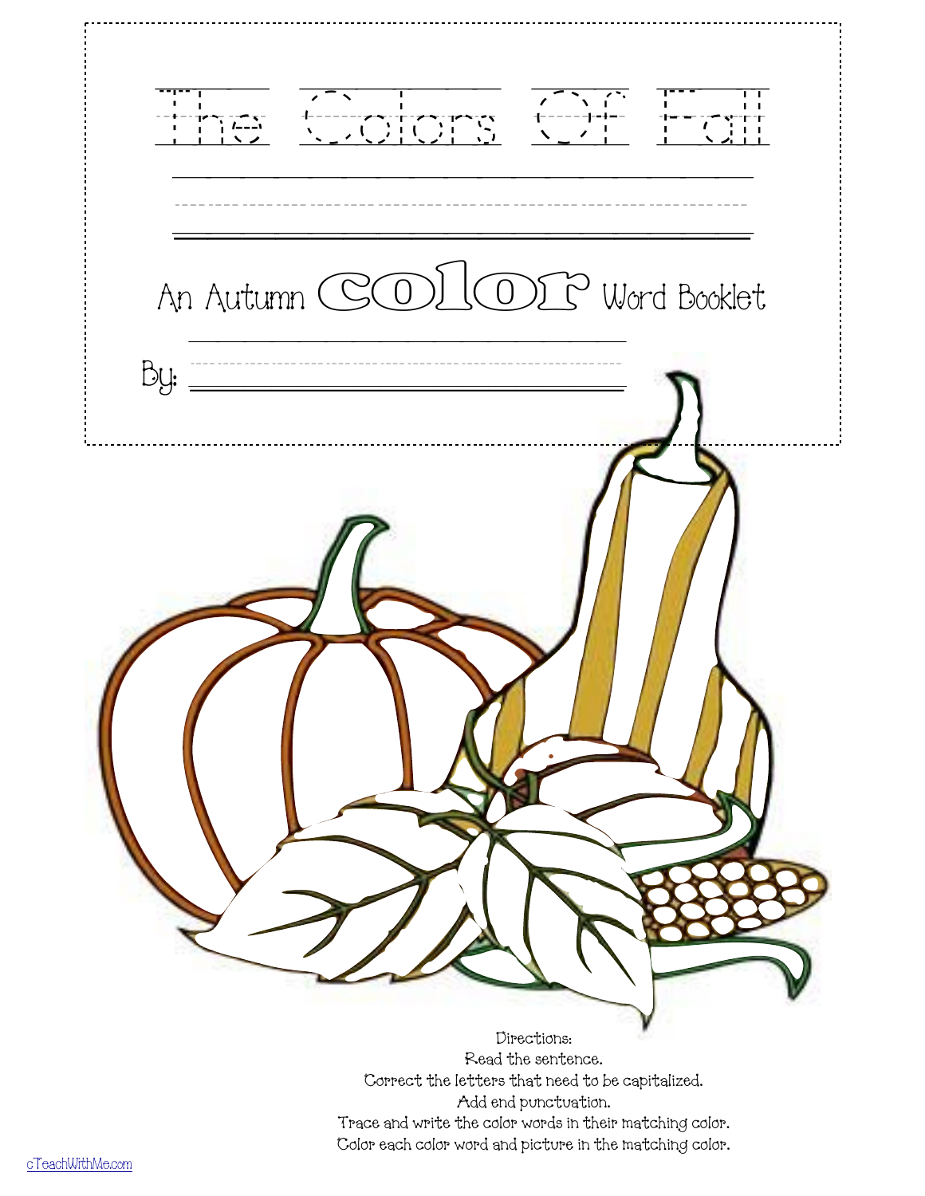# The Colors Of Fall

An Autumn **color** Word Booklet

By: \_\_\_\_\_\_\_\_\_\_\_\_\_\_\_\_\_\_\_\_\_\_\_\_\_\_\_\_\_\_

Directions:
Read the sentence.
Correct the letters that need to be capitalized.
Add end punctuation.
Trace and write the color words in their matching color.
Color each color word and picture in the matching color.

cTeachWithMe.com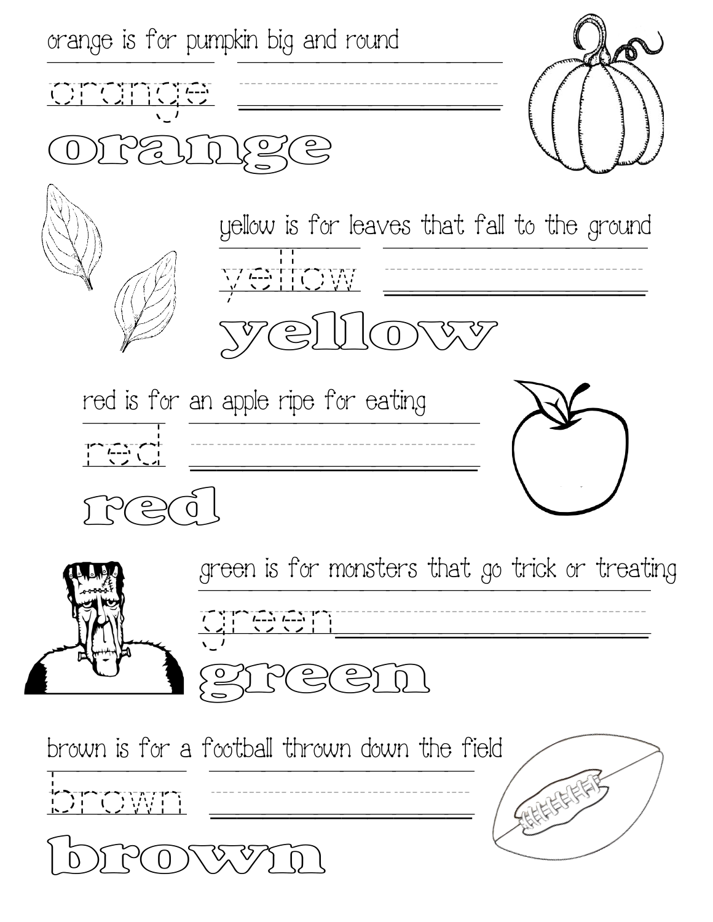orange is for pumpkin big and round

orange

orange

yellow is for leaves that fall to the ground

yellow

yellow

red is for an apple ripe for eating

red

red

green is for monsters that go trick or treating

green

green

brown is for a football thrown down the field

brown

brown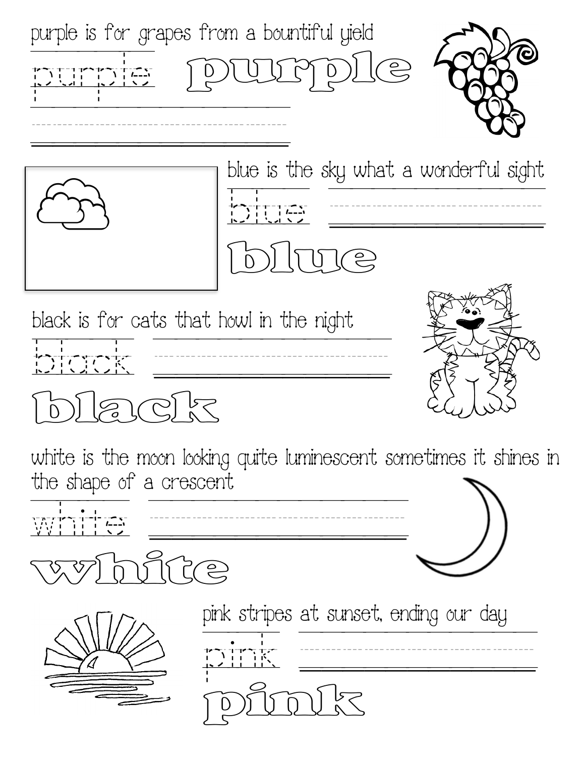purple is for grapes from a bountiful yield

purple

**purple**

blue is the sky what a wonderful sight

blue

**blue**

black is for cats that howl in the night

black

**black**

white is the moon looking quite luminescent sometimes it shines in the shape of a crescent

white

**white**

pink stripes at sunset, ending our day

pink

**pink**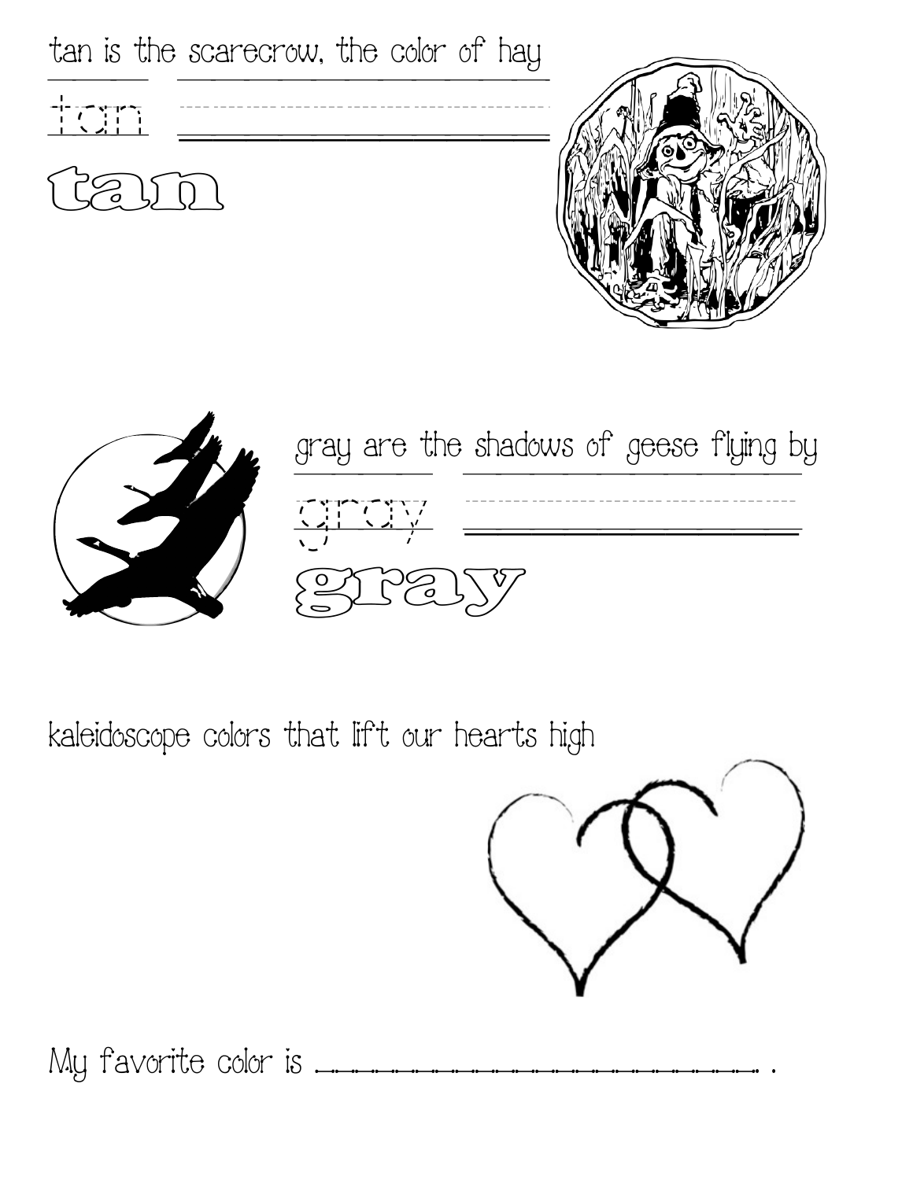tan is the scarecrow, the color of hay

tan

tan

gray are the shadows of geese flying by

gray

gray

kaleidoscope colors that lift our hearts high

My favorite color is ______________________________ .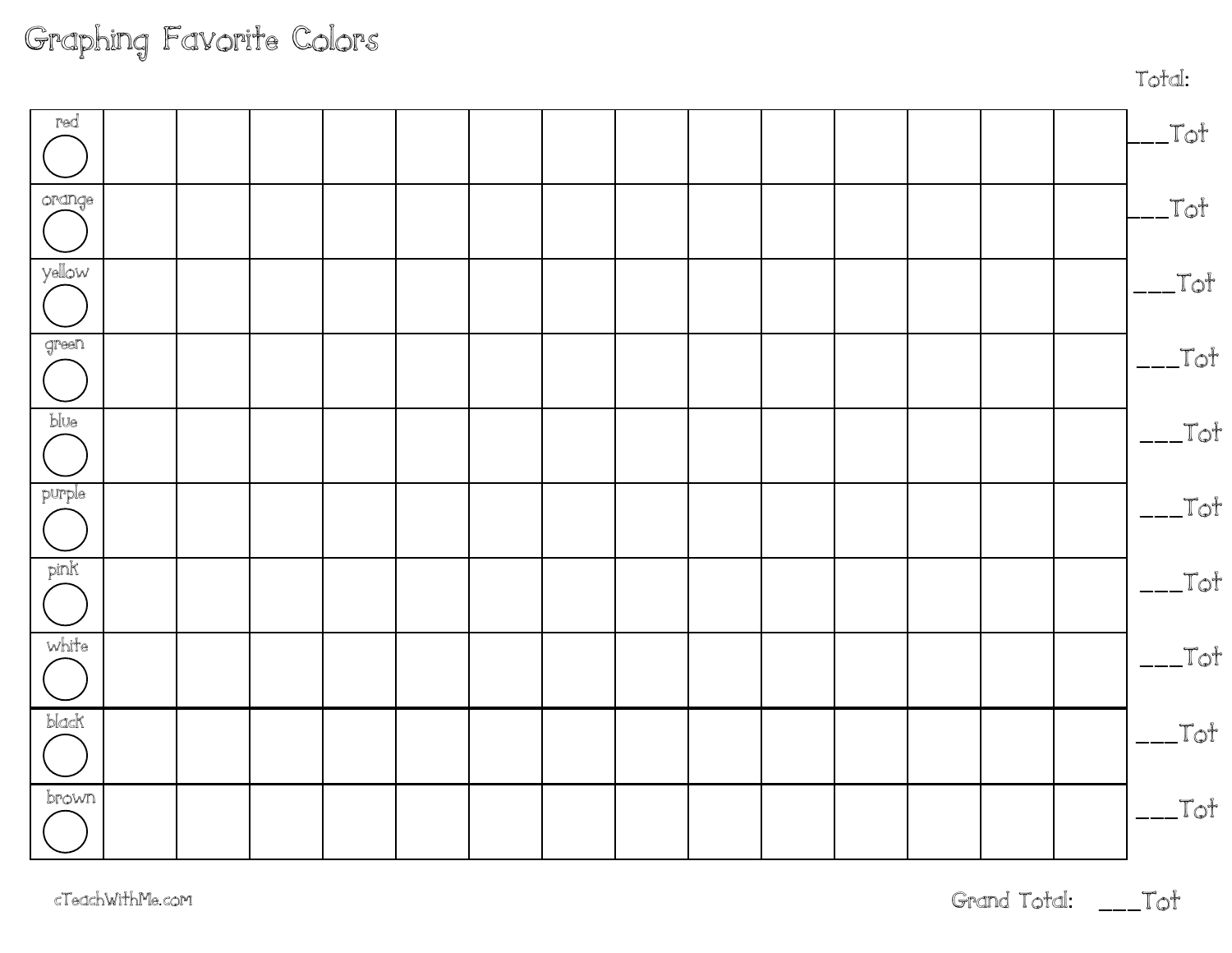# Graphing Favorite Colors

| | | | | | | | | | | | | | | | Total: |
|---|---|---|---|---|---|---|---|---|---|---|---|---|---|---|---|
| red ○ | | | | | | | | | | | | | | | ___Tot |
| orange ○ | | | | | | | | | | | | | | | ___Tot |
| yellow ○ | | | | | | | | | | | | | | | ___Tot |
| green ○ | | | | | | | | | | | | | | | ___Tot |
| blue ○ | | | | | | | | | | | | | | | ___Tot |
| purple ○ | | | | | | | | | | | | | | | ___Tot |
| pink ○ | | | | | | | | | | | | | | | ___Tot |
| white ○ | | | | | | | | | | | | | | | ___Tot |
| black ○ | | | | | | | | | | | | | | | ___Tot |
| brown ○ | | | | | | | | | | | | | | | ___Tot |

Grand Total: ___Tot

cTeachWithMe.com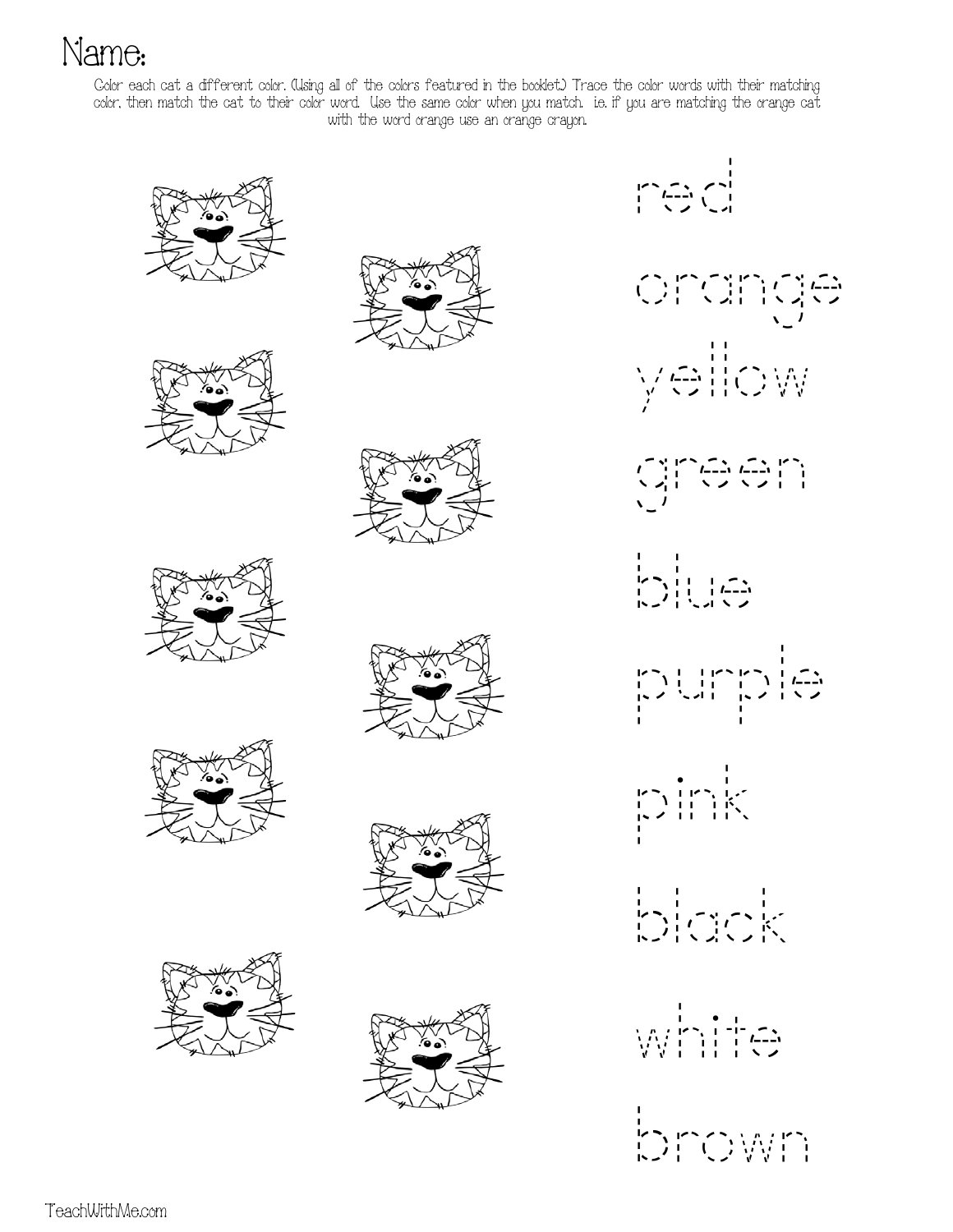Name:

Color each cat a different color. (Using all of the colors featured in the booklet.) Trace the color words with their matching color, then match the cat to their color word. Use the same color when you match. i.e. if you are matching the orange cat with the word orange use an orange crayon.

red

orange

yellow

green

blue

purple

pink

black

white

brown

TeachWithMe.com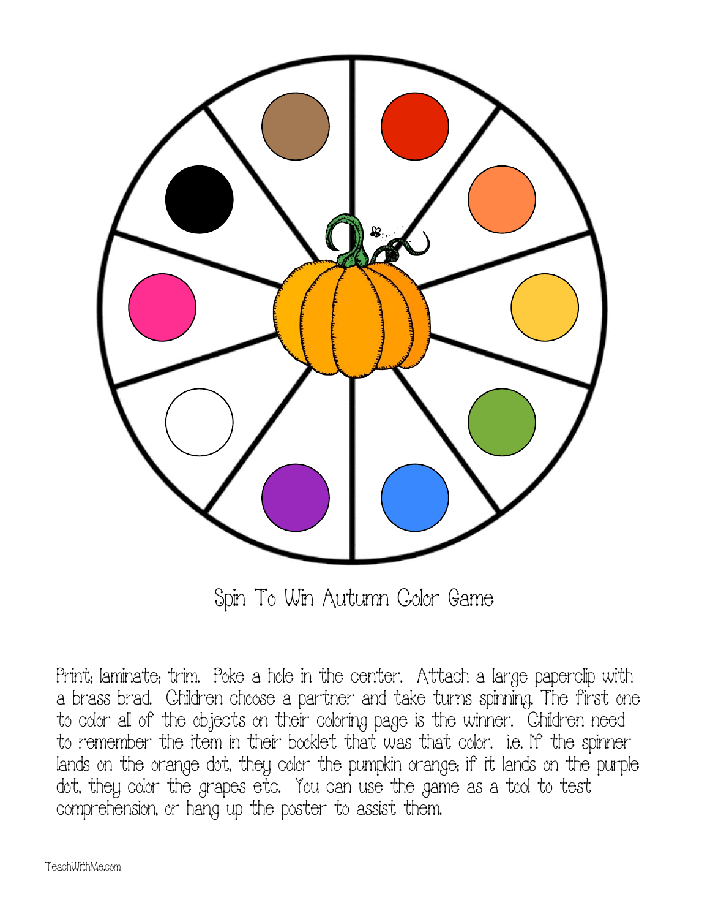Spin To Win Autumn Color Game

Print; laminate; trim. Poke a hole in the center. Attach a large paperclip with a brass brad. Children choose a partner and take turns spinning. The first one to color all of the objects on their coloring page is the winner. Children need to remember the item in their booklet that was that color. i.e. If the spinner lands on the orange dot, they color the pumpkin orange; if it lands on the purple dot, they color the grapes etc. You can use the game as a tool to test comprehension, or hang up the poster to assist them.

TeachWithMe.com